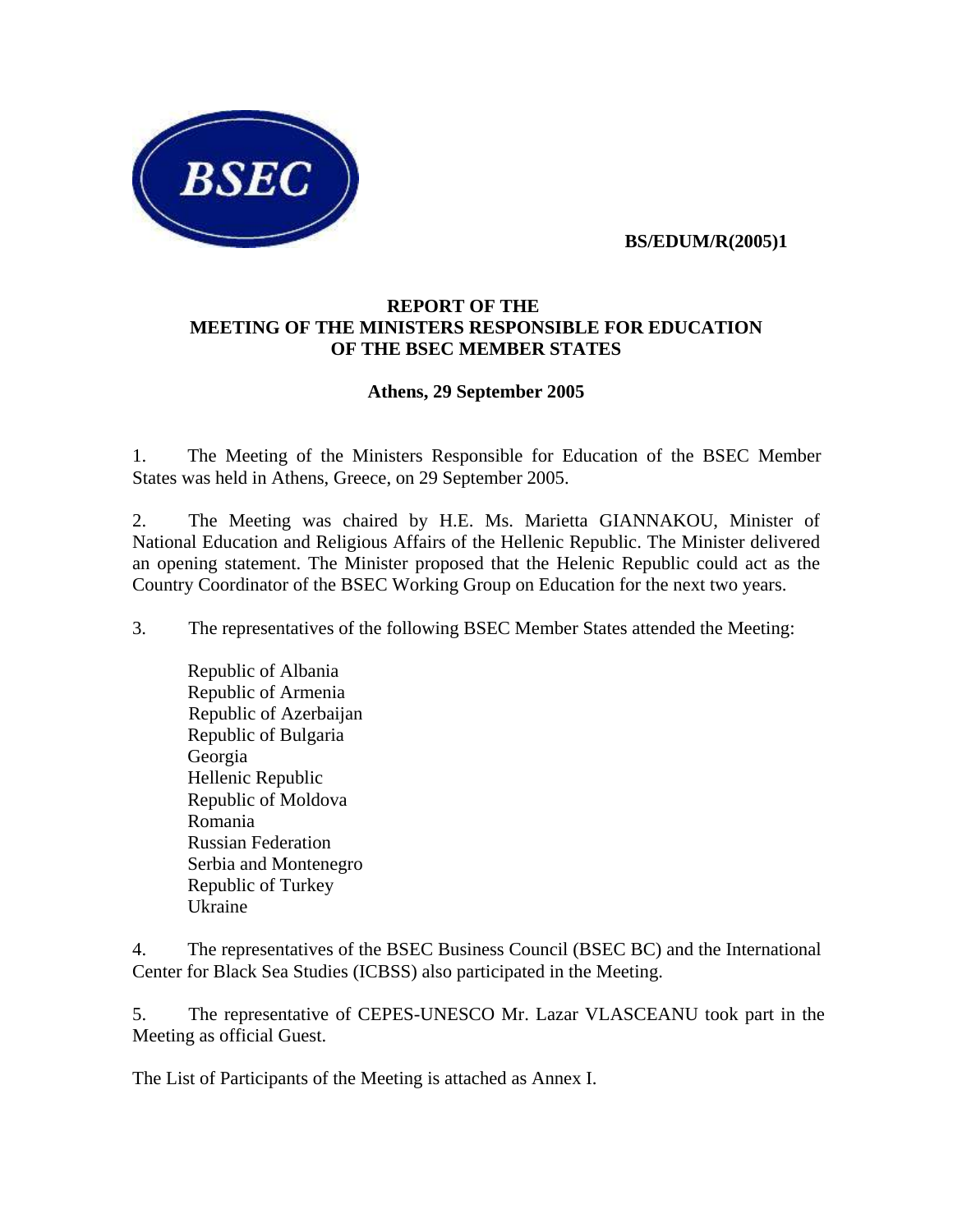**BS/EDUM/R(2005)1**

# REPORT OF THE MEETING OF THE MINISTERS RESPONSIBLE FOR EDUCATION OF THE BSEC MEMBER STATES

**Athens, 29 September 2005**

1. The Meeting of the Ministers Responsible for Education of the BSEC Member States was held in Athens, Greece, on 29 September 2005.

2. The Meeting was chaired by H.E. Ms. Marietta GIANNAKOU, Minister of National Education and Religious Affairs of the Hellenic Republic. The Minister delivered an opening statement. The Minister proposed that the Helenic Republic could act as the Country Coordinator of the BSEC Working Group on Education for the next two years.

3. The representatives of the following BSEC Member States attended the Meeting:

   Republic of Albania
   Republic of Armenia
   Republic of Azerbaijan
   Republic of Bulgaria
   Georgia
   Hellenic Republic
   Republic of Moldova
   Romania
   Russian Federation
   Serbia and Montenegro
   Republic of Turkey
   Ukraine

4. The representatives of the BSEC Business Council (BSEC BC) and the International Center for Black Sea Studies (ICBSS) also participated in the Meeting.

5. The representative of CEPES-UNESCO Mr. Lazar VLASCEANU took part in the Meeting as official Guest.

The List of Participants of the Meeting is attached as Annex I.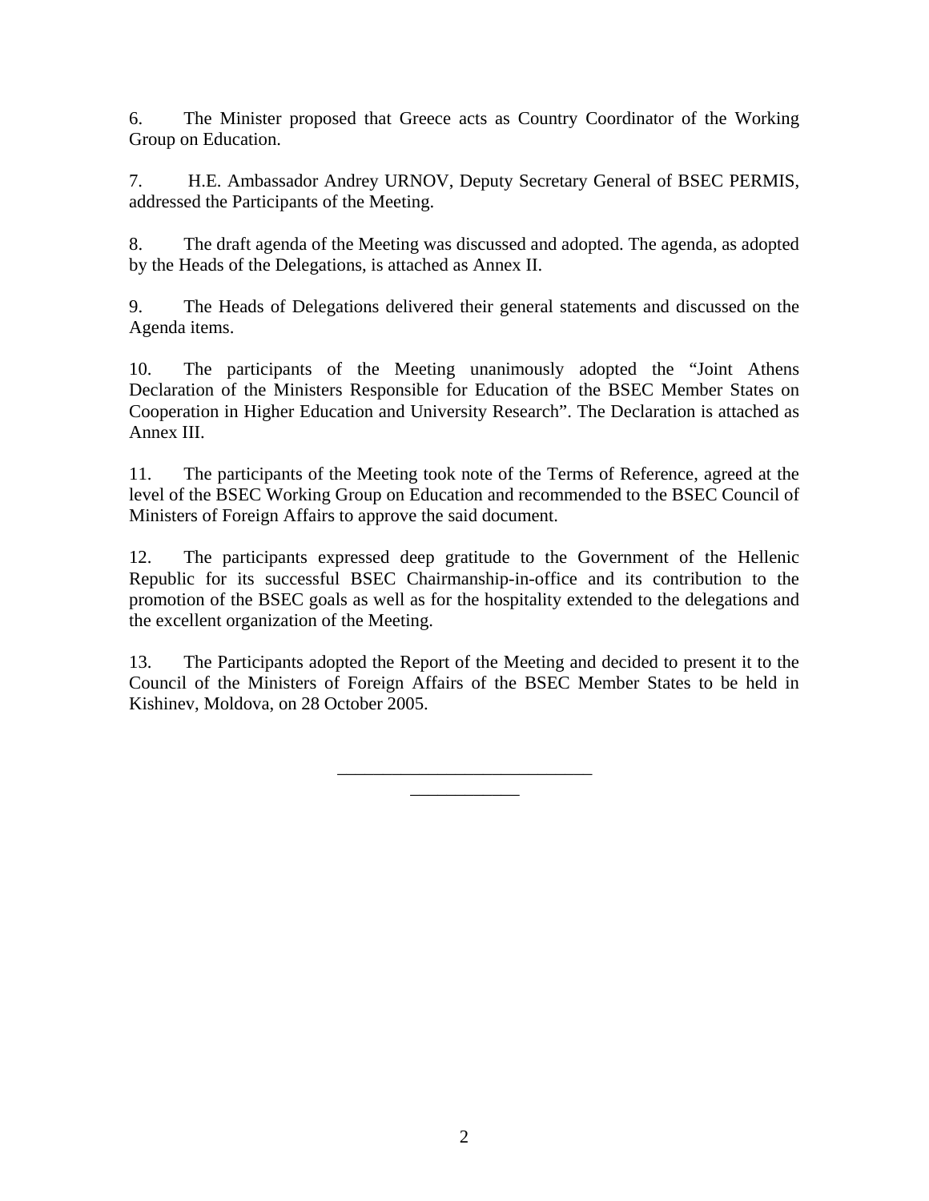6. The Minister proposed that Greece acts as Country Coordinator of the Working Group on Education.

7. H.E. Ambassador Andrey URNOV, Deputy Secretary General of BSEC PERMIS, addressed the Participants of the Meeting.

8. The draft agenda of the Meeting was discussed and adopted. The agenda, as adopted by the Heads of the Delegations, is attached as Annex II.

9. The Heads of Delegations delivered their general statements and discussed on the Agenda items.

10. The participants of the Meeting unanimously adopted the "Joint Athens Declaration of the Ministers Responsible for Education of the BSEC Member States on Cooperation in Higher Education and University Research". The Declaration is attached as Annex III.

11. The participants of the Meeting took note of the Terms of Reference, agreed at the level of the BSEC Working Group on Education and recommended to the BSEC Council of Ministers of Foreign Affairs to approve the said document.

12. The participants expressed deep gratitude to the Government of the Hellenic Republic for its successful BSEC Chairmanship-in-office and its contribution to the promotion of the BSEC goals as well as for the hospitality extended to the delegations and the excellent organization of the Meeting.

13. The Participants adopted the Report of the Meeting and decided to present it to the Council of the Ministers of Foreign Affairs of the BSEC Member States to be held in Kishinev, Moldova, on 28 October 2005.

---